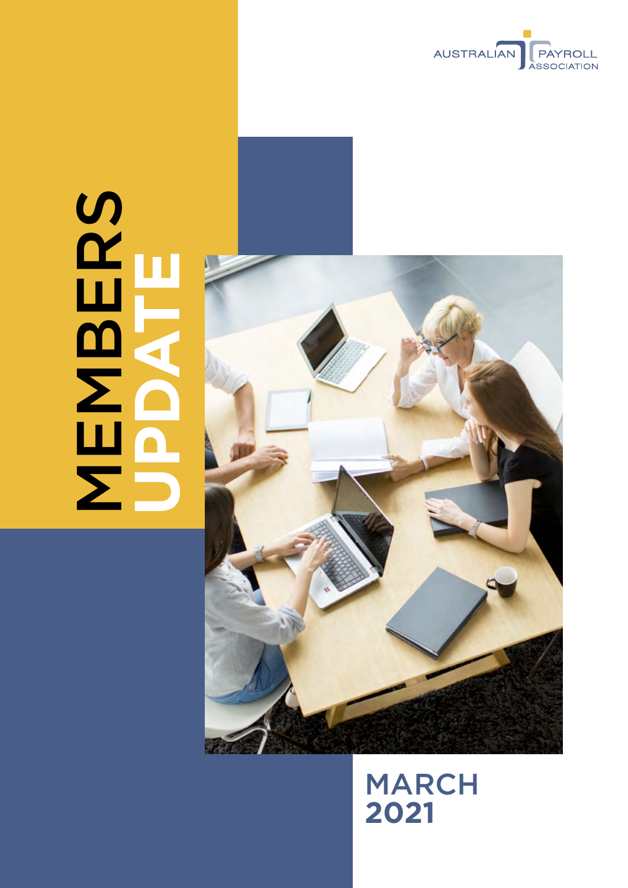AUSTRALIAN PAYROLL ASSOCIATION

# MEMBERS UPDATE

## MARCH 2021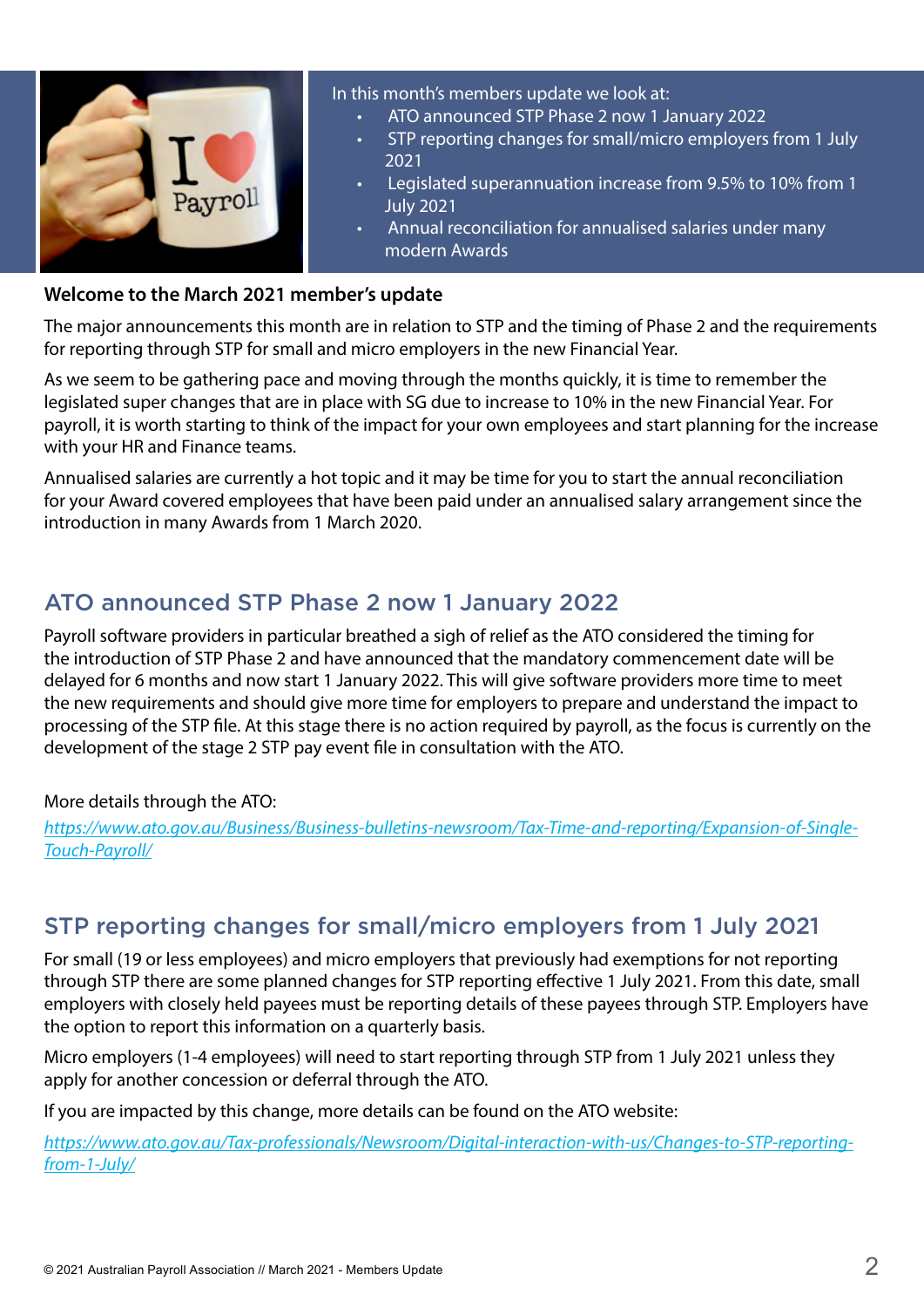In this month's members update we look at:

- ATO announced STP Phase 2 now 1 January 2022
- STP reporting changes for small/micro employers from 1 July 2021
- Legislated superannuation increase from 9.5% to 10% from 1 July 2021
- Annual reconciliation for annualised salaries under many modern Awards

**Welcome to the March 2021 member's update**

The major announcements this month are in relation to STP and the timing of Phase 2 and the requirements for reporting through STP for small and micro employers in the new Financial Year.

As we seem to be gathering pace and moving through the months quickly, it is time to remember the legislated super changes that are in place with SG due to increase to 10% in the new Financial Year. For payroll, it is worth starting to think of the impact for your own employees and start planning for the increase with your HR and Finance teams.

Annualised salaries are currently a hot topic and it may be time for you to start the annual reconciliation for your Award covered employees that have been paid under an annualised salary arrangement since the introduction in many Awards from 1 March 2020.

## ATO announced STP Phase 2 now 1 January 2022

Payroll software providers in particular breathed a sigh of relief as the ATO considered the timing for the introduction of STP Phase 2 and have announced that the mandatory commencement date will be delayed for 6 months and now start 1 January 2022. This will give software providers more time to meet the new requirements and should give more time for employers to prepare and understand the impact to processing of the STP file. At this stage there is no action required by payroll, as the focus is currently on the development of the stage 2 STP pay event file in consultation with the ATO.

More details through the ATO:
*https://www.ato.gov.au/Business/Business-bulletins-newsroom/Tax-Time-and-reporting/Expansion-of-Single-Touch-Payroll/*

## STP reporting changes for small/micro employers from 1 July 2021

For small (19 or less employees) and micro employers that previously had exemptions for not reporting through STP there are some planned changes for STP reporting effective 1 July 2021. From this date, small employers with closely held payees must be reporting details of these payees through STP. Employers have the option to report this information on a quarterly basis.

Micro employers (1-4 employees) will need to start reporting through STP from 1 July 2021 unless they apply for another concession or deferral through the ATO.

If you are impacted by this change, more details can be found on the ATO website:

*https://www.ato.gov.au/Tax-professionals/Newsroom/Digital-interaction-with-us/Changes-to-STP-reporting-from-1-July/*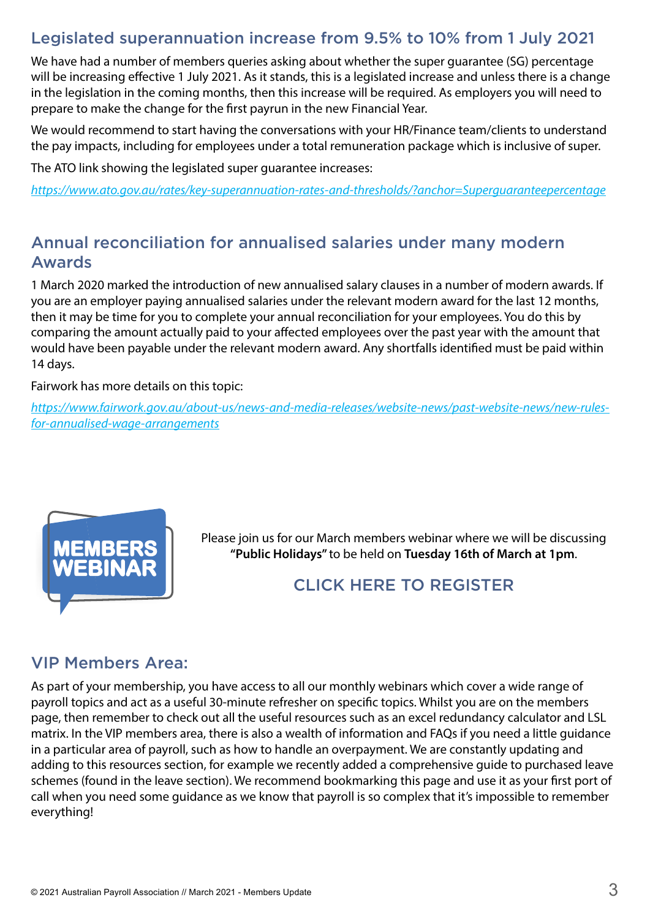## Legislated superannuation increase from 9.5% to 10% from 1 July 2021

We have had a number of members queries asking about whether the super guarantee (SG) percentage will be increasing effective 1 July 2021. As it stands, this is a legislated increase and unless there is a change in the legislation in the coming months, then this increase will be required. As employers you will need to prepare to make the change for the first payrun in the new Financial Year.

We would recommend to start having the conversations with your HR/Finance team/clients to understand the pay impacts, including for employees under a total remuneration package which is inclusive of super.

The ATO link showing the legislated super guarantee increases:

*https://www.ato.gov.au/rates/key-superannuation-rates-and-thresholds/?anchor=Superguaranteepercentage*

## Annual reconciliation for annualised salaries under many modern Awards

1 March 2020 marked the introduction of new annualised salary clauses in a number of modern awards. If you are an employer paying annualised salaries under the relevant modern award for the last 12 months, then it may be time for you to complete your annual reconciliation for your employees. You do this by comparing the amount actually paid to your affected employees over the past year with the amount that would have been payable under the relevant modern award. Any shortfalls identified must be paid within 14 days.

Fairwork has more details on this topic:

*https://www.fairwork.gov.au/about-us/news-and-media-releases/website-news/past-website-news/new-rules-for-annualised-wage-arrangements*

MEMBERS WEBINAR

Please join us for our March members webinar where we will be discussing **"Public Holidays"** to be held on **Tuesday 16th of March at 1pm**.

CLICK HERE TO REGISTER

## VIP Members Area:

As part of your membership, you have access to all our monthly webinars which cover a wide range of payroll topics and act as a useful 30-minute refresher on specific topics. Whilst you are on the members page, then remember to check out all the useful resources such as an excel redundancy calculator and LSL matrix. In the VIP members area, there is also a wealth of information and FAQs if you need a little guidance in a particular area of payroll, such as how to handle an overpayment. We are constantly updating and adding to this resources section, for example we recently added a comprehensive guide to purchased leave schemes (found in the leave section). We recommend bookmarking this page and use it as your first port of call when you need some guidance as we know that payroll is so complex that it's impossible to remember everything!

© 2021 Australian Payroll Association // March 2021 - Members Update